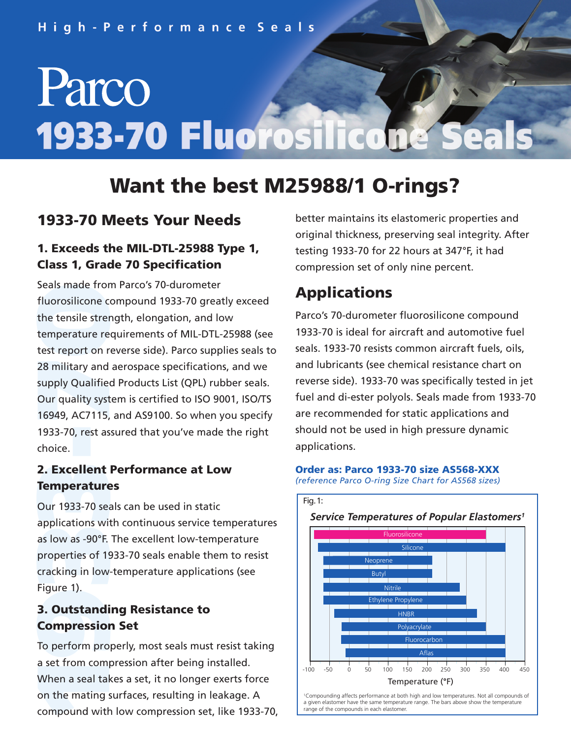High-Performance Seals

# Parco 1933-70 Fluorosilicone Seals

## Want the best M25988/1 O-rings?

## 1933-70 Meets Your Needs

### 1. Exceeds the MIL-DTL-25988 Type 1, Class 1, Grade 70 Specification

Seals made from Parco's 70-durometer fluorosilicone compound 1933-70 greatly exceed the tensile strength, elongation, and low temperature requirements of MIL-DTL-25988 (see test report on reverse side). Parco supplies seals to 28 military and aerospace specifications, and we supply Qualified Products List (QPL) rubber seals. Our quality system is certified to ISO 9001, ISO/TS 16949, AC7115, and AS9100. So when you specify 1933-70, rest assured that you've made the right choice.

### 2. Excellent Performance at Low Temperatures

Our 1933-70 seals can be used in static applications with continuous service temperatures as low as -90°F. The excellent low-temperature properties of 1933-70 seals enable them to resist cracking in low-temperature applications (see Figure 1).

### 3. Outstanding Resistance to Compression Set

To perform properly, most seals must resist taking a set from compression after being installed. When a seal takes a set, it no longer exerts force on the mating surfaces, resulting in leakage. A compound with low compression set, like 1933-70, better maintains its elastomeric properties and original thickness, preserving seal integrity. After testing 1933-70 for 22 hours at 347°F, it had compression set of only nine percent.

## Applications

Parco's 70-durometer fluorosilicone compound 1933-70 is ideal for aircraft and automotive fuel seals. 1933-70 resists common aircraft fuels, oils, and lubricants (see chemical resistance chart on reverse side). 1933-70 was specifically tested in jet fuel and di-ester polyols. Seals made from 1933-70 are recommended for static applications and should not be used in high pressure dynamic applications.

**Order as: Parco 1933-70 size AS568-XXX**
*(reference Parco O-ring Size Chart for AS568 sizes)*

Fig. 1:

*Service Temperatures of Popular Elastomers*[1]

Fluorosilicone
Silicone
Neoprene
Butyl
Nitrile
Ethylene Propylene
HNBR
Polyacrylate
Fluorocarbon
Aflas

-100 -50 0 50 100 150 200 250 300 350 400 450

Temperature (°F)

[1]Compounding affects performance at both high and low temperatures. Not all compounds of a given elastomer have the same temperature range. The bars above show the temperature range of the compounds in each elastomer.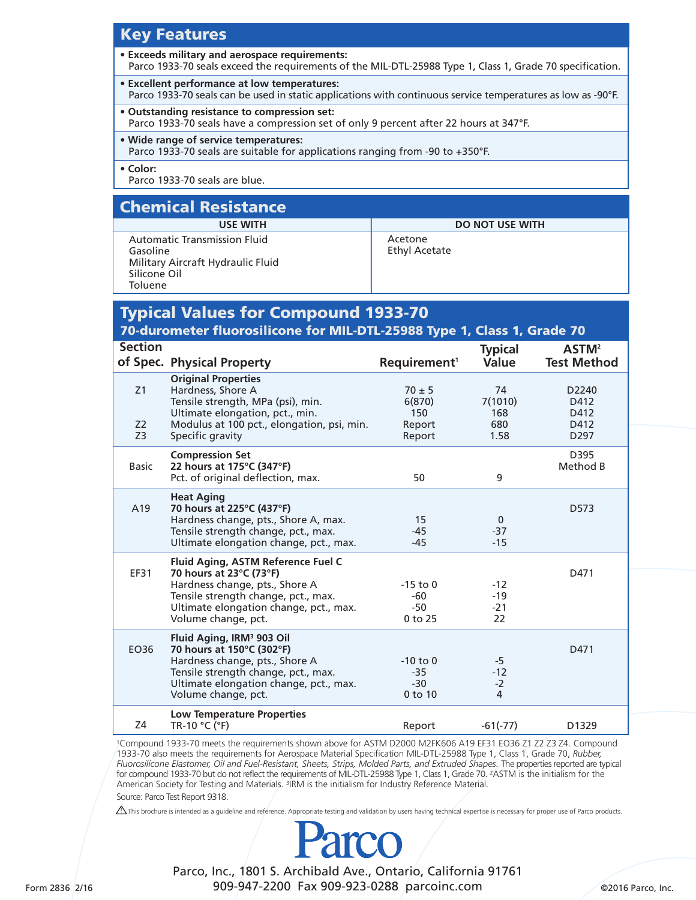## Key Features

- **Exceeds military and aerospace requirements:**
  Parco 1933-70 seals exceed the requirements of the MIL-DTL-25988 Type 1, Class 1, Grade 70 specification.
- **Excellent performance at low temperatures:**
  Parco 1933-70 seals can be used in static applications with continuous service temperatures as low as -90°F.
- **Outstanding resistance to compression set:**
  Parco 1933-70 seals have a compression set of only 9 percent after 22 hours at 347°F.
- **Wide range of service temperatures:**
  Parco 1933-70 seals are suitable for applications ranging from -90 to +350°F.
- **Color:**
  Parco 1933-70 seals are blue.

## Chemical Resistance

| USE WITH | DO NOT USE WITH |
|---|---|
| Automatic Transmission Fluid<br>Gasoline<br>Military Aircraft Hydraulic Fluid<br>Silicone Oil<br>Toluene | Acetone<br>Ethyl Acetate |

## Typical Values for Compound 1933-70

### 70-durometer fluorosilicone for MIL-DTL-25988 Type 1, Class 1, Grade 70

| Section of Spec. | Physical Property | Requirement[1] | Typical Value | ASTM[2] Test Method |
|---|---|---|---|---|
| | **Original Properties** | | | |
| Z1 | Hardness, Shore A | 70 ± 5 | 74 | D2240 |
| | Tensile strength, MPa (psi), min. | 6(870) | 7(1010) | D412 |
| | Ultimate elongation, pct., min. | 150 | 168 | D412 |
| Z2 | Modulus at 100 pct., elongation, psi, min. | Report | 680 | D412 |
| Z3 | Specific gravity | Report | 1.58 | D297 |
| | **Compression Set** | | | D395 |
| Basic | **22 hours at 175°C (347°F)** | | | Method B |
| | Pct. of original deflection, max. | 50 | 9 | |
| | **Heat Aging** | | | |
| A19 | **70 hours at 225°C (437°F)** | | | D573 |
| | Hardness change, pts., Shore A, max. | 15 | 0 | |
| | Tensile strength change, pct., max. | -45 | -37 | |
| | Ultimate elongation change, pct., max. | -45 | -15 | |
| | **Fluid Aging, ASTM Reference Fuel C** | | | |
| EF31 | **70 hours at 23°C (73°F)** | | | D471 |
| | Hardness change, pts., Shore A | -15 to 0 | -12 | |
| | Tensile strength change, pct., max. | -60 | -19 | |
| | Ultimate elongation change, pct., max. | -50 | -21 | |
| | Volume change, pct. | 0 to 25 | 22 | |
| | **Fluid Aging, IRM[3] 903 Oil** | | | |
| EO36 | **70 hours at 150°C (302°F)** | | | D471 |
| | Hardness change, pts., Shore A | -10 to 0 | -5 | |
| | Tensile strength change, pct., max. | -35 | -12 | |
| | Ultimate elongation change, pct., max. | -30 | -2 | |
| | Volume change, pct. | 0 to 10 | 4 | |
| | **Low Temperature Properties** | | | |
| Z4 | TR-10 °C (°F) | Report | -61(-77) | D1329 |

[1]Compound 1933-70 meets the requirements shown above for ASTM D2000 M2FK606 A19 EF31 EO36 Z1 Z2 Z3 Z4. Compound 1933-70 also meets the requirements for Aerospace Material Specification MIL-DTL-25988 Type 1, Class 1, Grade 70, *Rubber, Fluorosilicone Elastomer, Oil and Fuel-Resistant, Sheets, Strips, Molded Parts, and Extruded Shapes.* The properties reported are typical for compound 1933-70 but do not reflect the requirements of MIL-DTL-25988 Type 1, Class 1, Grade 70. [2]ASTM is the initialism for the American Society for Testing and Materials. [3]IRM is the initialism for Industry Reference Material.

Source: Parco Test Report 9318.

⚠ This brochure is intended as a guideline and reference. Appropriate testing and validation by users having technical expertise is necessary for proper use of Parco products.

Parco

Parco, Inc., 1801 S. Archibald Ave., Ontario, California 91761
909-947-2200 Fax 909-923-0288 parcoinc.com

Form 2836 2/16

©2016 Parco, Inc.